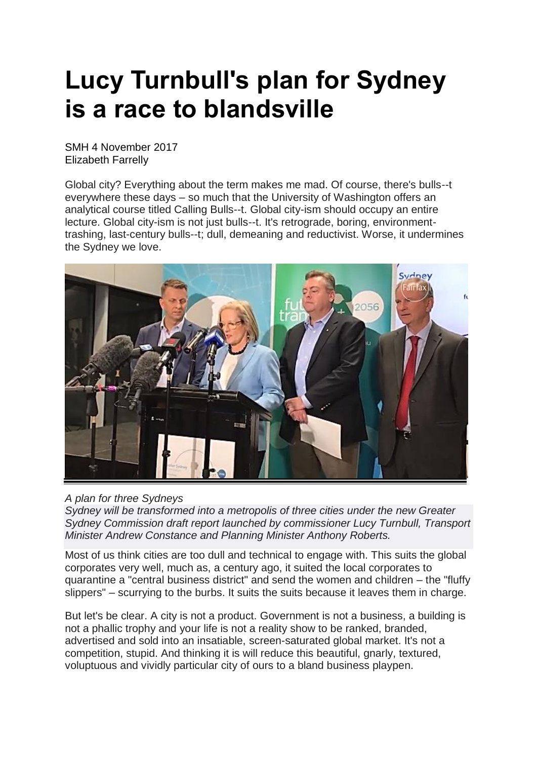# Lucy Turnbull's plan for Sydney is a race to blandsville

SMH 4 November 2017
Elizabeth Farrelly

Global city? Everything about the term makes me mad. Of course, there's bulls--t everywhere these days – so much that the University of Washington offers an analytical course titled Calling Bulls--t. Global city-ism should occupy an entire lecture. Global city-ism is not just bulls--t. It's retrograde, boring, environment-trashing, last-century bulls--t; dull, demeaning and reductivist. Worse, it undermines the Sydney we love.

*A plan for three Sydneys*
*Sydney will be transformed into a metropolis of three cities under the new Greater Sydney Commission draft report launched by commissioner Lucy Turnbull, Transport Minister Andrew Constance and Planning Minister Anthony Roberts.*

Most of us think cities are too dull and technical to engage with. This suits the global corporates very well, much as, a century ago, it suited the local corporates to quarantine a "central business district" and send the women and children – the "fluffy slippers" – scurrying to the burbs. It suits the suits because it leaves them in charge.

But let's be clear. A city is not a product. Government is not a business, a building is not a phallic trophy and your life is not a reality show to be ranked, branded, advertised and sold into an insatiable, screen-saturated global market. It's not a competition, stupid. And thinking it is will reduce this beautiful, gnarly, textured, voluptuous and vividly particular city of ours to a bland business playpen.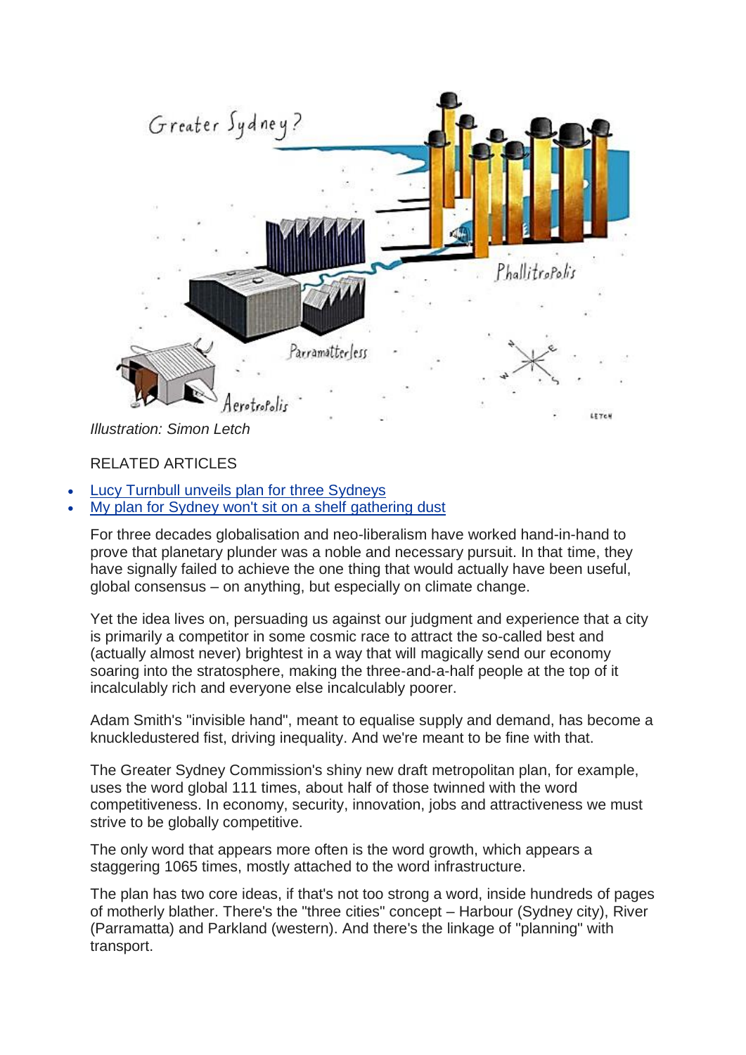*Illustration: Simon Letch*

RELATED ARTICLES

- Lucy Turnbull unveils plan for three Sydneys
- My plan for Sydney won't sit on a shelf gathering dust

For three decades globalisation and neo-liberalism have worked hand-in-hand to prove that planetary plunder was a noble and necessary pursuit. In that time, they have signally failed to achieve the one thing that would actually have been useful, global consensus – on anything, but especially on climate change.

Yet the idea lives on, persuading us against our judgment and experience that a city is primarily a competitor in some cosmic race to attract the so-called best and (actually almost never) brightest in a way that will magically send our economy soaring into the stratosphere, making the three-and-a-half people at the top of it incalculably rich and everyone else incalculably poorer.

Adam Smith's "invisible hand", meant to equalise supply and demand, has become a knuckledustered fist, driving inequality. And we're meant to be fine with that.

The Greater Sydney Commission's shiny new draft metropolitan plan, for example, uses the word global 111 times, about half of those twinned with the word competitiveness. In economy, security, innovation, jobs and attractiveness we must strive to be globally competitive.

The only word that appears more often is the word growth, which appears a staggering 1065 times, mostly attached to the word infrastructure.

The plan has two core ideas, if that's not too strong a word, inside hundreds of pages of motherly blather. There's the "three cities" concept – Harbour (Sydney city), River (Parramatta) and Parkland (western). And there's the linkage of "planning" with transport.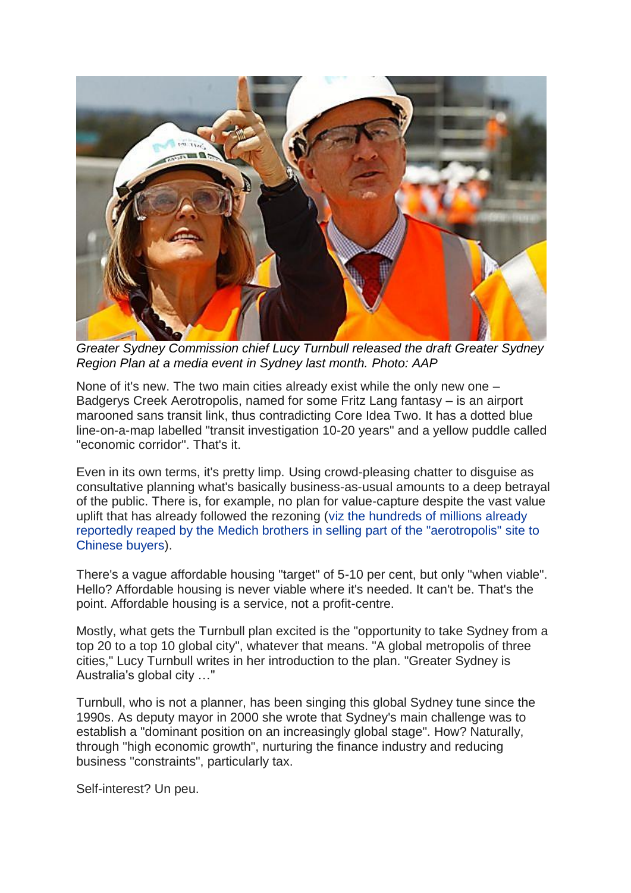*Greater Sydney Commission chief Lucy Turnbull released the draft Greater Sydney Region Plan at a media event in Sydney last month. Photo: AAP*

None of it's new. The two main cities already exist while the only new one – Badgerys Creek Aerotropolis, named for some Fritz Lang fantasy – is an airport marooned sans transit link, thus contradicting Core Idea Two. It has a dotted blue line-on-a-map labelled "transit investigation 10-20 years" and a yellow puddle called "economic corridor". That's it.

Even in its own terms, it's pretty limp. Using crowd-pleasing chatter to disguise as consultative planning what's basically business-as-usual amounts to a deep betrayal of the public. There is, for example, no plan for value-capture despite the vast value uplift that has already followed the rezoning (viz the hundreds of millions already reportedly reaped by the Medich brothers in selling part of the "aerotropolis" site to Chinese buyers).

There's a vague affordable housing "target" of 5-10 per cent, but only "when viable". Hello? Affordable housing is never viable where it's needed. It can't be. That's the point. Affordable housing is a service, not a profit-centre.

Mostly, what gets the Turnbull plan excited is the "opportunity to take Sydney from a top 20 to a top 10 global city", whatever that means. "A global metropolis of three cities," Lucy Turnbull writes in her introduction to the plan. "Greater Sydney is Australia's global city …"

Turnbull, who is not a planner, has been singing this global Sydney tune since the 1990s. As deputy mayor in 2000 she wrote that Sydney's main challenge was to establish a "dominant position on an increasingly global stage". How? Naturally, through "high economic growth", nurturing the finance industry and reducing business "constraints", particularly tax.

Self-interest? Un peu.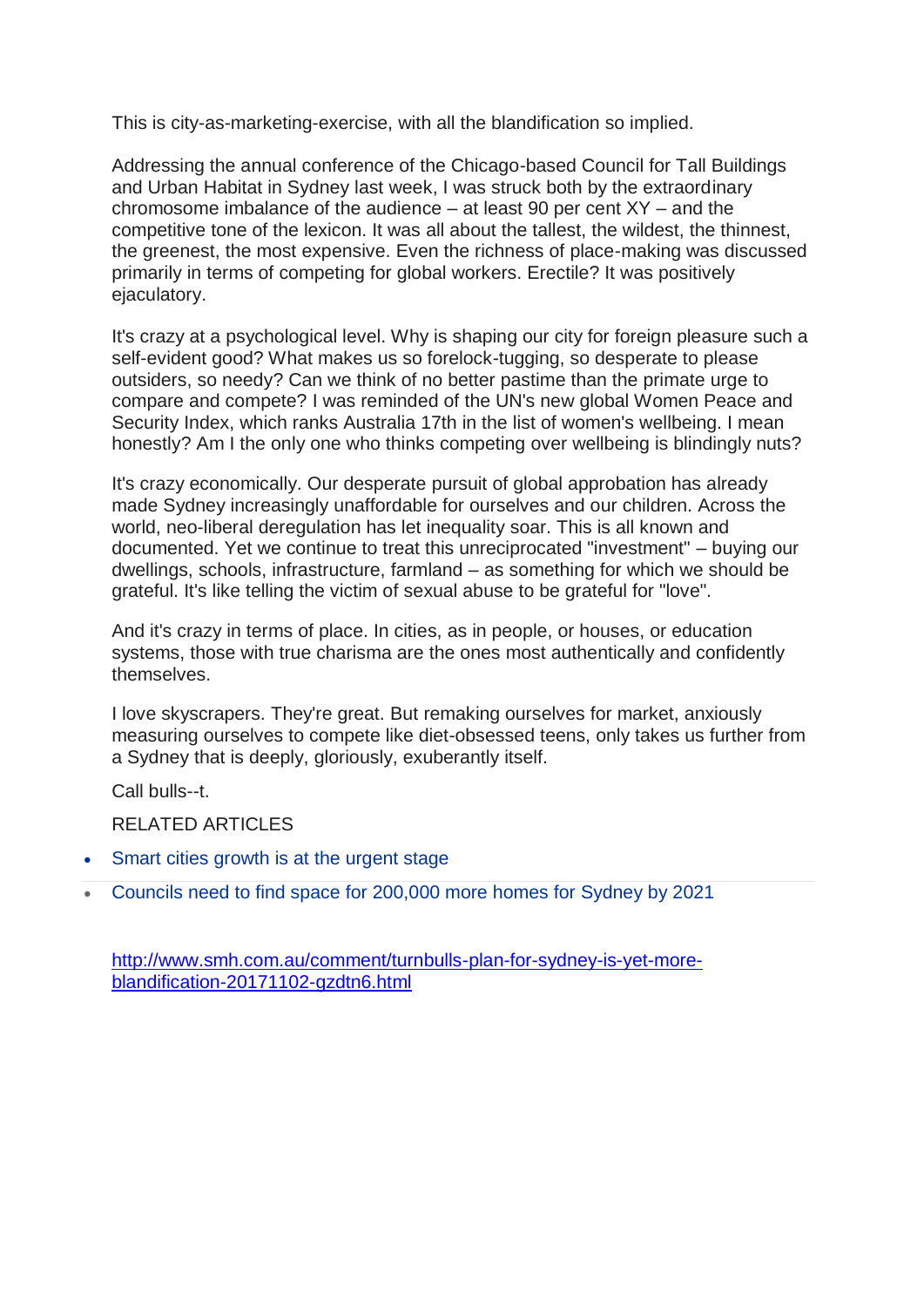This is city-as-marketing-exercise, with all the blandification so implied.

Addressing the annual conference of the Chicago-based Council for Tall Buildings and Urban Habitat in Sydney last week, I was struck both by the extraordinary chromosome imbalance of the audience – at least 90 per cent XY – and the competitive tone of the lexicon. It was all about the tallest, the wildest, the thinnest, the greenest, the most expensive. Even the richness of place-making was discussed primarily in terms of competing for global workers. Erectile? It was positively ejaculatory.

It's crazy at a psychological level. Why is shaping our city for foreign pleasure such a self-evident good? What makes us so forelock-tugging, so desperate to please outsiders, so needy? Can we think of no better pastime than the primate urge to compare and compete? I was reminded of the UN's new global Women Peace and Security Index, which ranks Australia 17th in the list of women's wellbeing. I mean honestly? Am I the only one who thinks competing over wellbeing is blindingly nuts?

It's crazy economically. Our desperate pursuit of global approbation has already made Sydney increasingly unaffordable for ourselves and our children. Across the world, neo-liberal deregulation has let inequality soar. This is all known and documented. Yet we continue to treat this unreciprocated "investment" – buying our dwellings, schools, infrastructure, farmland – as something for which we should be grateful. It's like telling the victim of sexual abuse to be grateful for "love".

And it's crazy in terms of place. In cities, as in people, or houses, or education systems, those with true charisma are the ones most authentically and confidently themselves.

I love skyscrapers. They're great. But remaking ourselves for market, anxiously measuring ourselves to compete like diet-obsessed teens, only takes us further from a Sydney that is deeply, gloriously, exuberantly itself.

Call bulls--t.

RELATED ARTICLES

- [Smart cities growth is at the urgent stage]()
- [Councils need to find space for 200,000 more homes for Sydney by 2021]()

[http://www.smh.com.au/comment/turnbulls-plan-for-sydney-is-yet-more-blandification-20171102-gzdtn6.html](http://www.smh.com.au/comment/turnbulls-plan-for-sydney-is-yet-more-blandification-20171102-gzdtn6.html)